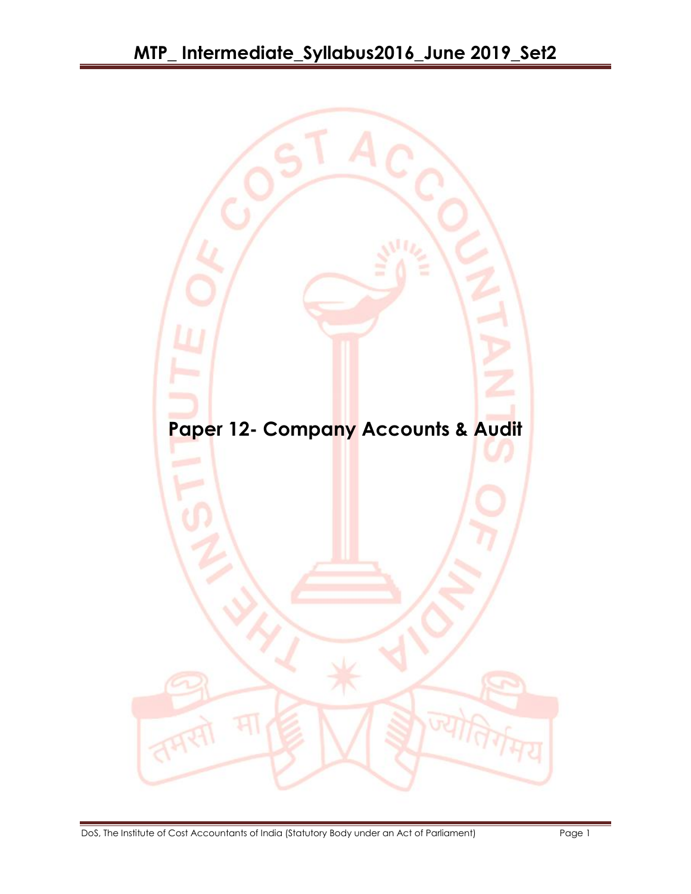# Paper 12- Company Accounts & Audit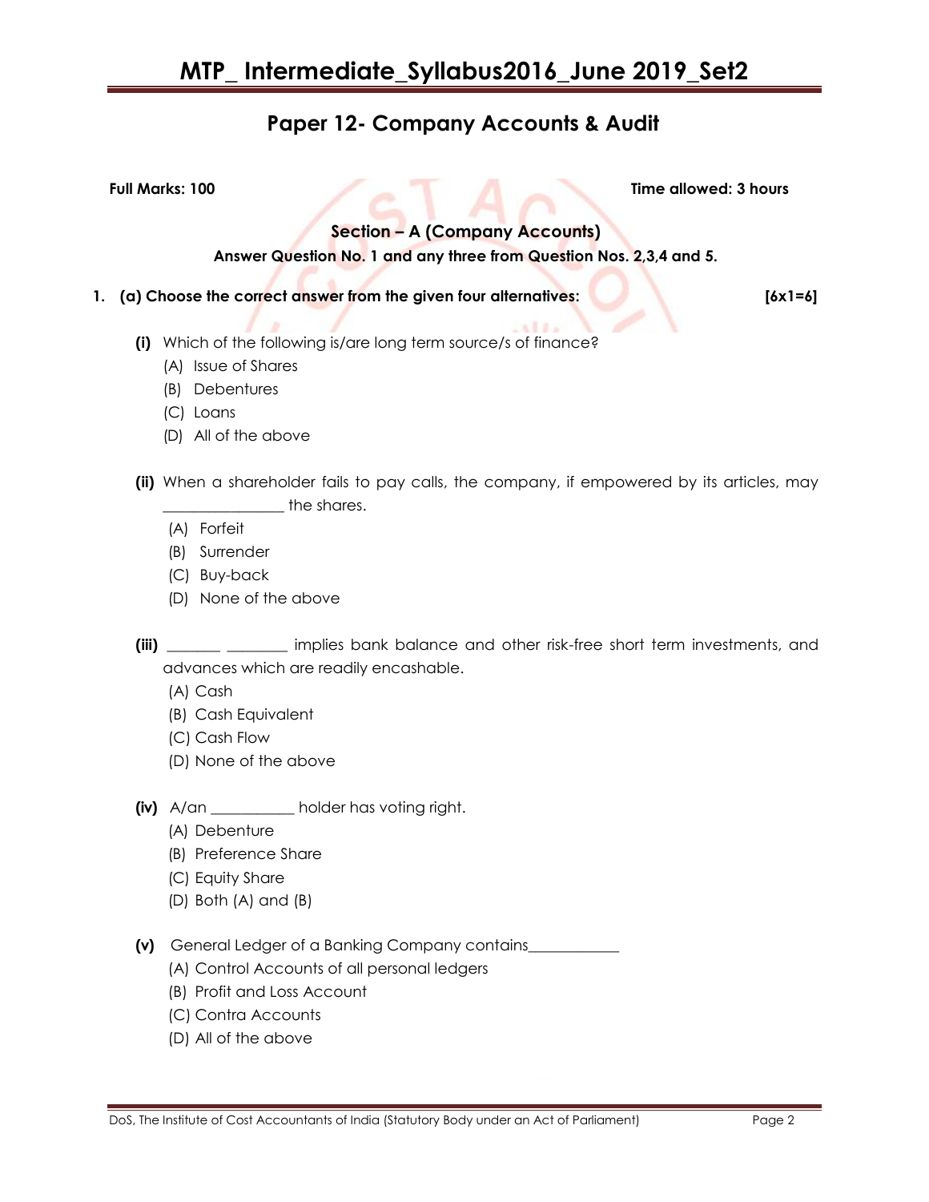# MTP_ Intermediate_Syllabus2016_June 2019_Set2

## Paper 12- Company Accounts & Audit

**Full Marks: 100** **Time allowed: 3 hours**

### Section – A (Company Accounts)

**Answer Question No. 1 and any three from Question Nos. 2,3,4 and 5.**

**1. (a) Choose the correct answer from the given four alternatives: [6x1=6]**

**(i)** Which of the following is/are long term source/s of finance?

(A) Issue of Shares
(B) Debentures
(C) Loans
(D) All of the above

**(ii)** When a shareholder fails to pay calls, the company, if empowered by its articles, may _______________ the shares.

(A) Forfeit
(B) Surrender
(C) Buy-back
(D) None of the above

**(iii)** _______ ________ implies bank balance and other risk-free short term investments, and advances which are readily encashable.

(A) Cash
(B) Cash Equivalent
(C) Cash Flow
(D) None of the above

**(iv)** A/an ___________ holder has voting right.

(A) Debenture
(B) Preference Share
(C) Equity Share
(D) Both (A) and (B)

**(v)** General Ledger of a Banking Company contains____________

(A) Control Accounts of all personal ledgers
(B) Profit and Loss Account
(C) Contra Accounts
(D) All of the above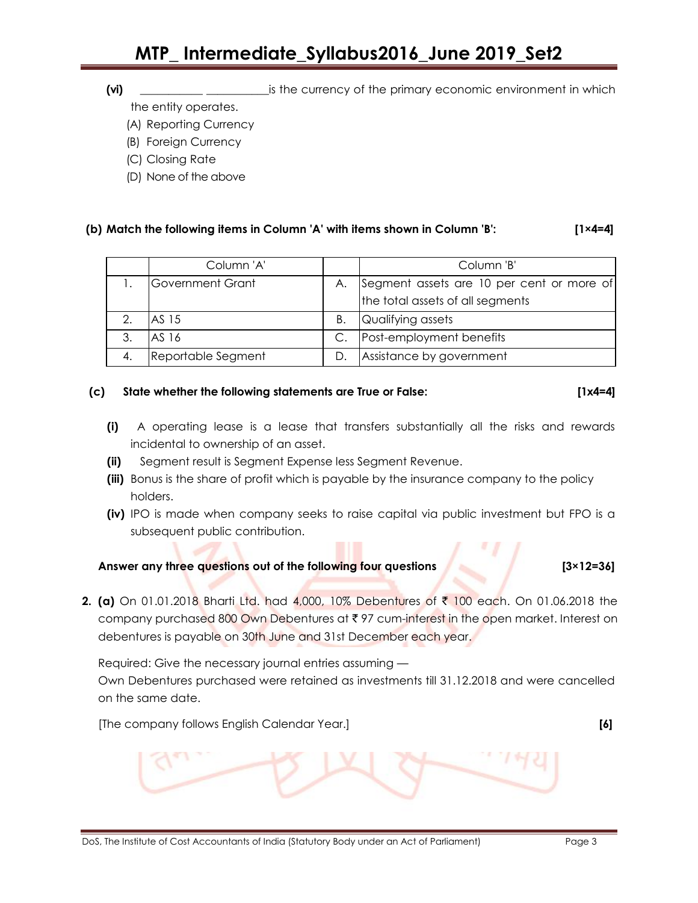**(vi)** __________ __________is the currency of the primary economic environment in which the entity operates.

(A) Reporting Currency
(B) Foreign Currency
(C) Closing Rate
(D) None of the above

**(b) Match the following items in Column 'A' with items shown in Column 'B': [1×4=4]**

| | Column 'A' | | Column 'B' |
|---|---|---|---|
| 1. | Government Grant | A. | Segment assets are 10 per cent or more of the total assets of all segments |
| 2. | AS 15 | B. | Qualifying assets |
| 3. | AS 16 | C. | Post-employment benefits |
| 4. | Reportable Segment | D. | Assistance by government |

**(c) State whether the following statements are True or False: [1x4=4]**

**(i)** A operating lease is a lease that transfers substantially all the risks and rewards incidental to ownership of an asset.

**(ii)** Segment result is Segment Expense less Segment Revenue.

**(iii)** Bonus is the share of profit which is payable by the insurance company to the policy holders.

**(iv)** IPO is made when company seeks to raise capital via public investment but FPO is a subsequent public contribution.

**Answer any three questions out of the following four questions [3×12=36]**

**2. (a)** On 01.01.2018 Bharti Ltd. had 4,000, 10% Debentures of ₹ 100 each. On 01.06.2018 the company purchased 800 Own Debentures at ₹ 97 cum-interest in the open market. Interest on debentures is payable on 30th June and 31st December each year.

Required: Give the necessary journal entries assuming —
Own Debentures purchased were retained as investments till 31.12.2018 and were cancelled on the same date.

[The company follows English Calendar Year.] **[6]**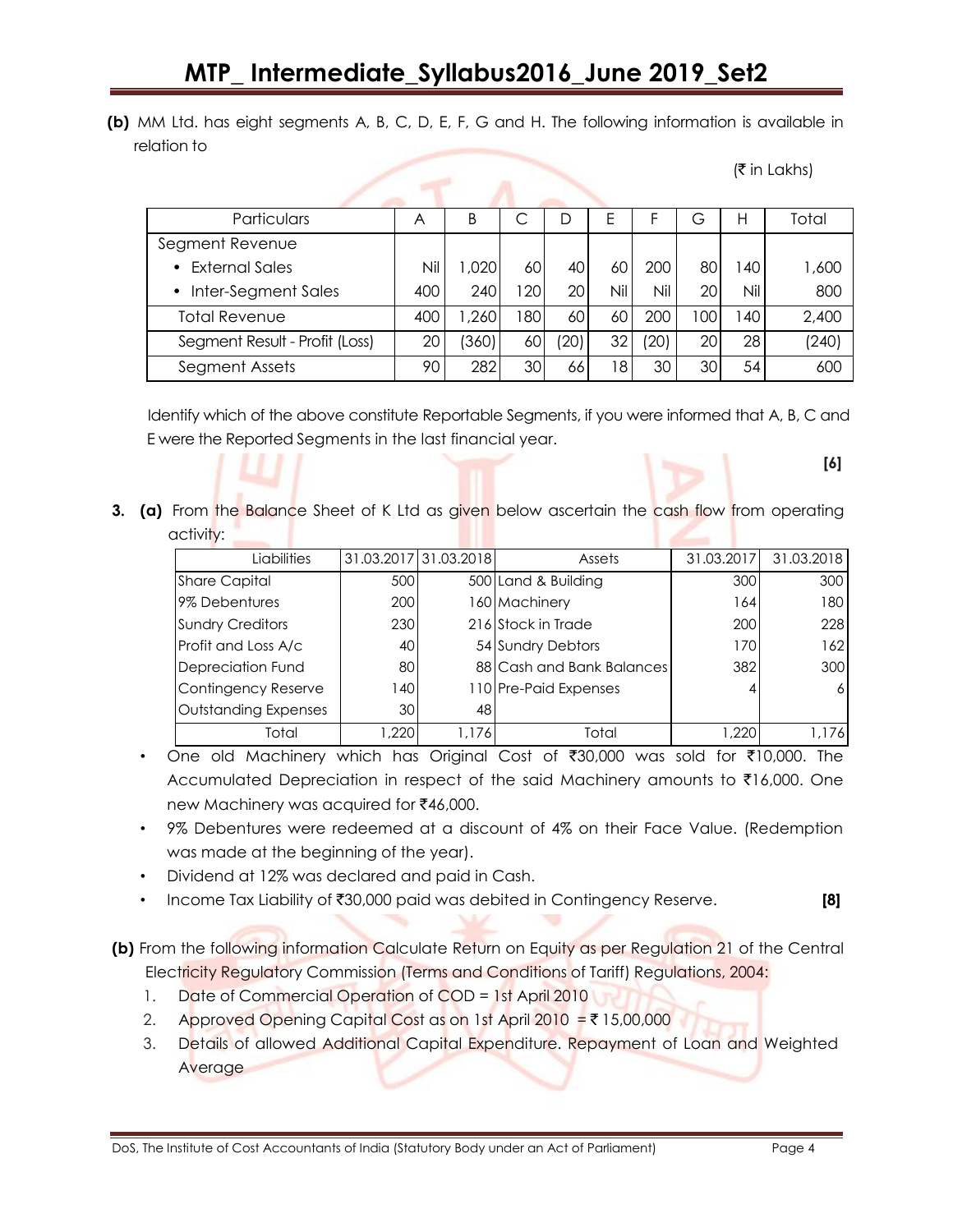**(b)** MM Ltd. has eight segments A, B, C, D, E, F, G and H. The following information is available in relation to

(₹ in Lakhs)

| Particulars | A | B | C | D | E | F | G | H | Total |
|---|---|---|---|---|---|---|---|---|---|
| Segment Revenue | | | | | | | | | |
| • External Sales | Nil | 1,020 | 60 | 40 | 60 | 200 | 80 | 140 | 1,600 |
| • Inter-Segment Sales | 400 | 240 | 120 | 20 | Nil | Nil | 20 | Nil | 800 |
| Total Revenue | 400 | 1,260 | 180 | 60 | 60 | 200 | 100 | 140 | 2,400 |
| Segment Result - Profit (Loss) | 20 | (360) | 60 | (20) | 32 | (20) | 20 | 28 | (240) |
| Segment Assets | 90 | 282 | 30 | 66 | 18 | 30 | 30 | 54 | 600 |

Identify which of the above constitute Reportable Segments, if you were informed that A, B, C and E were the Reported Segments in the last financial year.

**[6]**

**3. (a)** From the Balance Sheet of K Ltd as given below ascertain the cash flow from operating activity:

| Liabilities | 31.03.2017 | 31.03.2018 | Assets | 31.03.2017 | 31.03.2018 |
|---|---|---|---|---|---|
| Share Capital | 500 | 500 | Land & Building | 300 | 300 |
| 9% Debentures | 200 | 160 | Machinery | 164 | 180 |
| Sundry Creditors | 230 | 216 | Stock in Trade | 200 | 228 |
| Profit and Loss A/c | 40 | 54 | Sundry Debtors | 170 | 162 |
| Depreciation Fund | 80 | 88 | Cash and Bank Balances | 382 | 300 |
| Contingency Reserve | 140 | 110 | Pre-Paid Expenses | 4 | 6 |
| Outstanding Expenses | 30 | 48 | | | |
| Total | 1,220 | 1,176 | Total | 1,220 | 1,176 |

- One old Machinery which has Original Cost of ₹30,000 was sold for ₹10,000. The Accumulated Depreciation in respect of the said Machinery amounts to ₹16,000. One new Machinery was acquired for ₹46,000.
- 9% Debentures were redeemed at a discount of 4% on their Face Value. (Redemption was made at the beginning of the year).
- Dividend at 12% was declared and paid in Cash.
- Income Tax Liability of ₹30,000 paid was debited in Contingency Reserve. **[8]**

**(b)** From the following information Calculate Return on Equity as per Regulation 21 of the Central Electricity Regulatory Commission (Terms and Conditions of Tariff) Regulations, 2004:

1. Date of Commercial Operation of COD = 1st April 2010
2. Approved Opening Capital Cost as on 1st April 2010 = ₹ 15,00,000
3. Details of allowed Additional Capital Expenditure. Repayment of Loan and Weighted Average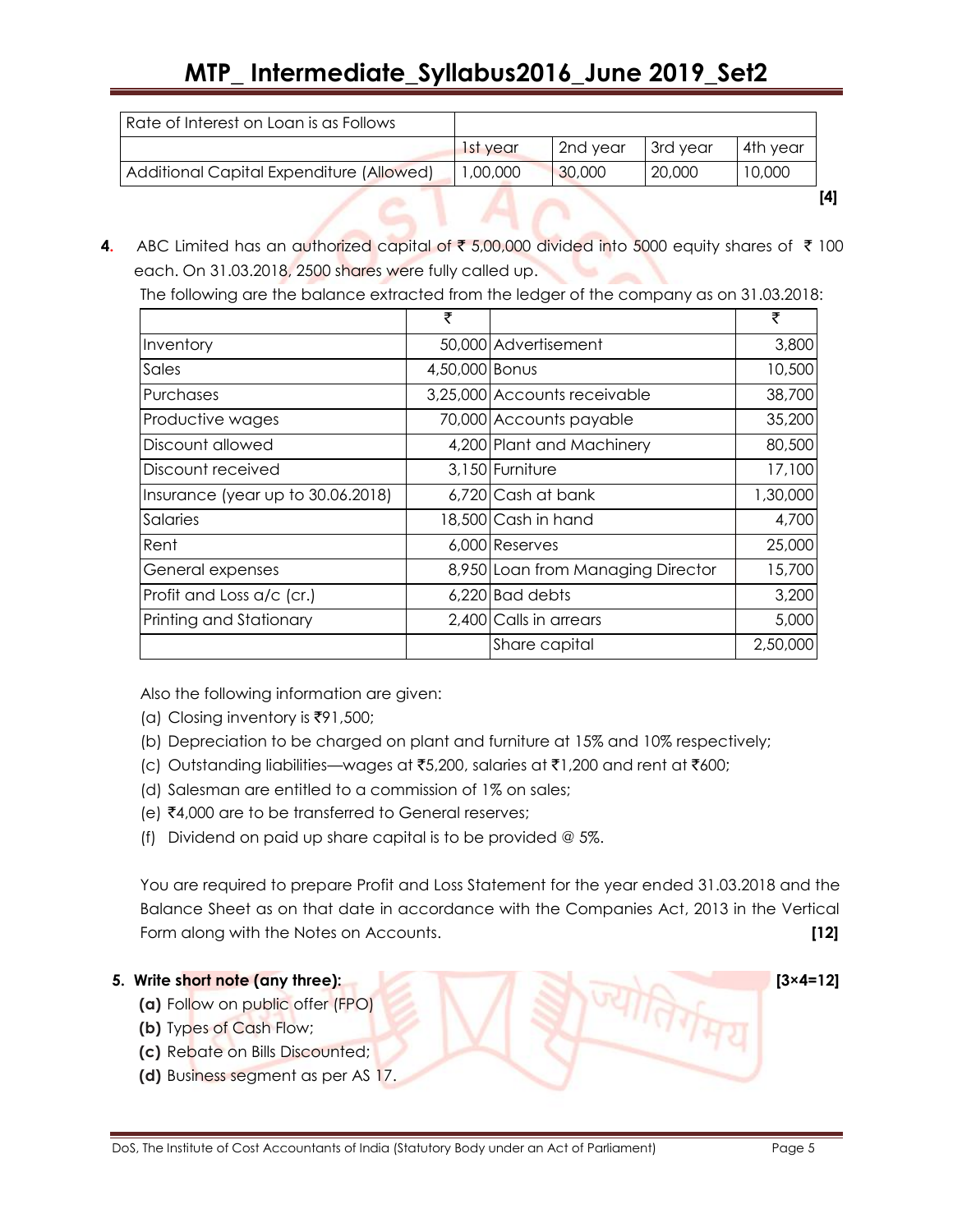| Rate of Interest on Loan is as Follows | | | | |
|---|---|---|---|---|
| | 1st year | 2nd year | 3rd year | 4th year |
| Additional Capital Expenditure (Allowed) | 1,00,000 | 30,000 | 20,000 | 10,000 |

**[4]**

**4.** ABC Limited has an authorized capital of ₹ 5,00,000 divided into 5000 equity shares of ₹ 100 each. On 31.03.2018, 2500 shares were fully called up.

The following are the balance extracted from the ledger of the company as on 31.03.2018:

| | ₹ | | ₹ |
|---|---|---|---|
| Inventory | 50,000 | Advertisement | 3,800 |
| Sales | 4,50,000 | Bonus | 10,500 |
| Purchases | 3,25,000 | Accounts receivable | 38,700 |
| Productive wages | 70,000 | Accounts payable | 35,200 |
| Discount allowed | 4,200 | Plant and Machinery | 80,500 |
| Discount received | 3,150 | Furniture | 17,100 |
| Insurance (year up to 30.06.2018) | 6,720 | Cash at bank | 1,30,000 |
| Salaries | 18,500 | Cash in hand | 4,700 |
| Rent | 6,000 | Reserves | 25,000 |
| General expenses | 8,950 | Loan from Managing Director | 15,700 |
| Profit and Loss a/c (cr.) | 6,220 | Bad debts | 3,200 |
| Printing and Stationary | 2,400 | Calls in arrears | 5,000 |
| | | Share capital | 2,50,000 |

Also the following information are given:

(a) Closing inventory is ₹91,500;

(b) Depreciation to be charged on plant and furniture at 15% and 10% respectively;

(c) Outstanding liabilities—wages at ₹5,200, salaries at ₹1,200 and rent at ₹600;

(d) Salesman are entitled to a commission of 1% on sales;

(e) ₹4,000 are to be transferred to General reserves;

(f) Dividend on paid up share capital is to be provided @ 5%.

You are required to prepare Profit and Loss Statement for the year ended 31.03.2018 and the Balance Sheet as on that date in accordance with the Companies Act, 2013 in the Vertical Form along with the Notes on Accounts. **[12]**

**5. Write short note (any three):** **[3×4=12]**

**(a)** Follow on public offer (FPO)

**(b)** Types of Cash Flow;

**(c)** Rebate on Bills Discounted;

**(d)** Business segment as per AS 17.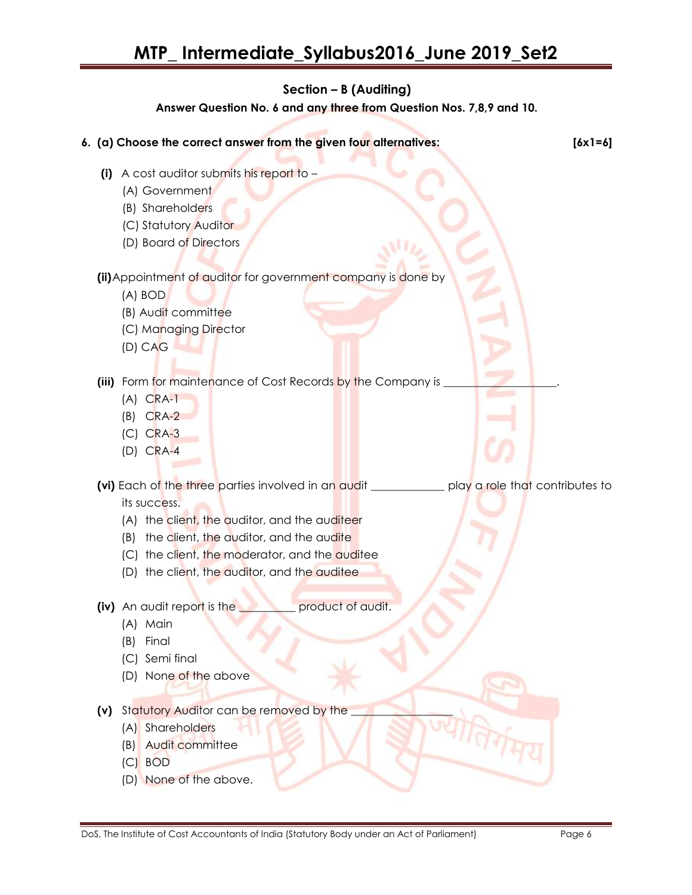## Section – B (Auditing)

**Answer Question No. 6 and any three from Question Nos. 7,8,9 and 10.**

**6. (a) Choose the correct answer from the given four alternatives:** **[6x1=6]**

**(i)** A cost auditor submits his report to –

(A) Government
(B) Shareholders
(C) Statutory Auditor
(D) Board of Directors

**(ii)** Appointment of auditor for government company is done by

(A) BOD
(B) Audit committee
(C) Managing Director
(D) CAG

**(iii)** Form for maintenance of Cost Records by the Company is ___________________.

(A) CRA-1
(B) CRA-2
(C) CRA-3
(D) CRA-4

**(vi)** Each of the three parties involved in an audit ____________ play a role that contributes to its success.

(A) the client, the auditor, and the auditeer
(B) the client, the auditor, and the audite
(C) the client, the moderator, and the auditee
(D) the client, the auditor, and the auditee

**(iv)** An audit report is the _________ product of audit.

(A) Main
(B) Final
(C) Semi final
(D) None of the above

**(v)** Statutory Auditor can be removed by the _________________

(A) Shareholders
(B) Audit committee
(C) BOD
(D) None of the above.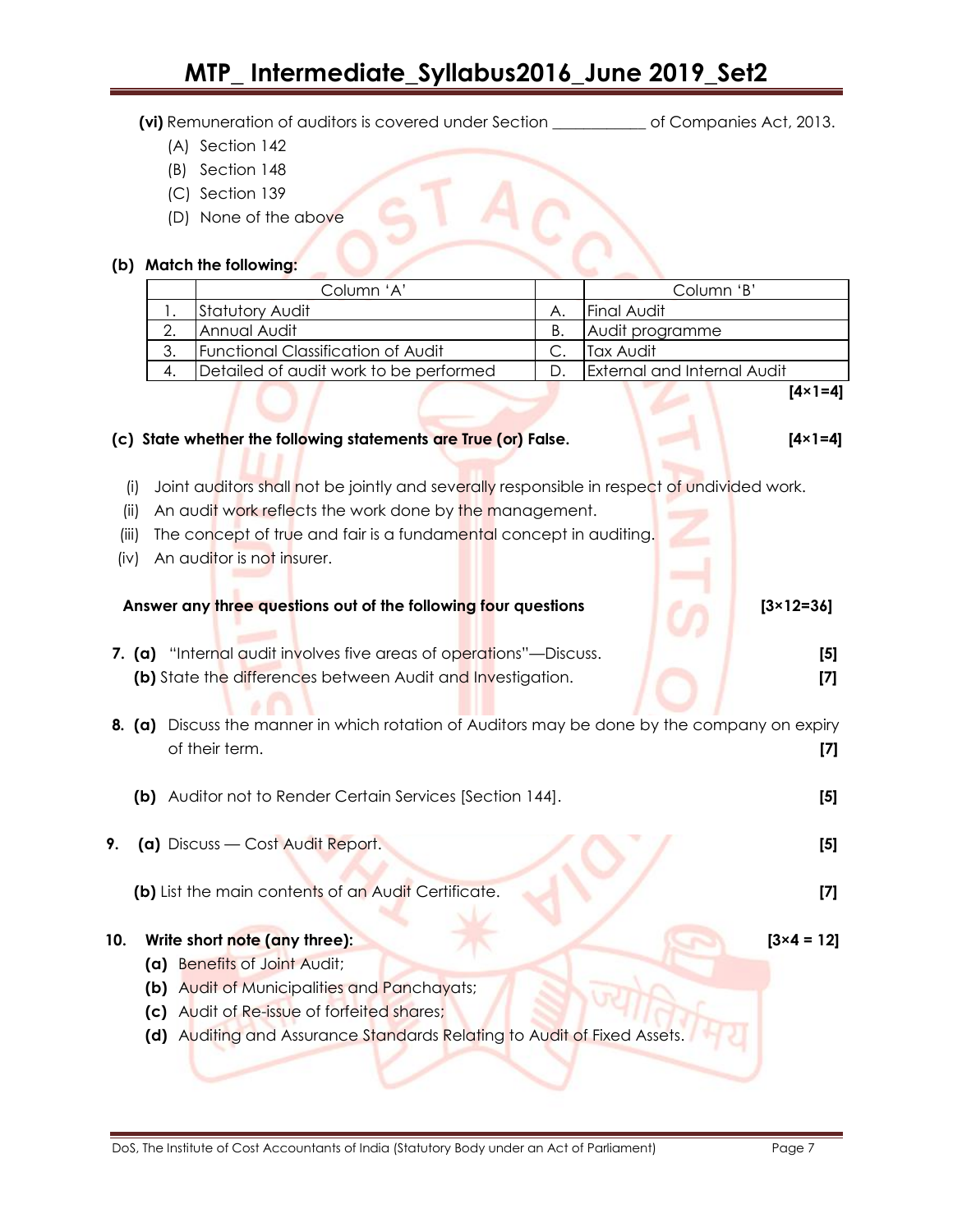**(vi)** Remuneration of auditors is covered under Section ___________ of Companies Act, 2013.

(A) Section 142

(B) Section 148

(C) Section 139

(D) None of the above

**(b) Match the following:**

| | Column 'A' | | Column 'B' |
|---|---|---|---|
| 1. | Statutory Audit | A. | Final Audit |
| 2. | Annual Audit | B. | Audit programme |
| 3. | Functional Classification of Audit | C. | Tax Audit |
| 4. | Detailed of audit work to be performed | D. | External and Internal Audit |

**[4×1=4]**

**(c) State whether the following statements are True (or) False.** **[4×1=4]**

(i) Joint auditors shall not be jointly and severally responsible in respect of undivided work.

(ii) An audit work reflects the work done by the management.

(iii) The concept of true and fair is a fundamental concept in auditing.

(iv) An auditor is not insurer.

**Answer any three questions out of the following four questions** **[3×12=36]**

**7. (a)** "Internal audit involves five areas of operations"—Discuss. **[5]**

**(b)** State the differences between Audit and Investigation. **[7]**

**8. (a)** Discuss the manner in which rotation of Auditors may be done by the company on expiry of their term. **[7]**

**(b)** Auditor not to Render Certain Services [Section 144]. **[5]**

**9. (a)** Discuss — Cost Audit Report. **[5]**

**(b)** List the main contents of an Audit Certificate. **[7]**

**10. Write short note (any three):** **[3×4 = 12]**

**(a)** Benefits of Joint Audit;

**(b)** Audit of Municipalities and Panchayats;

**(c)** Audit of Re-issue of forfeited shares;

**(d)** Auditing and Assurance Standards Relating to Audit of Fixed Assets.